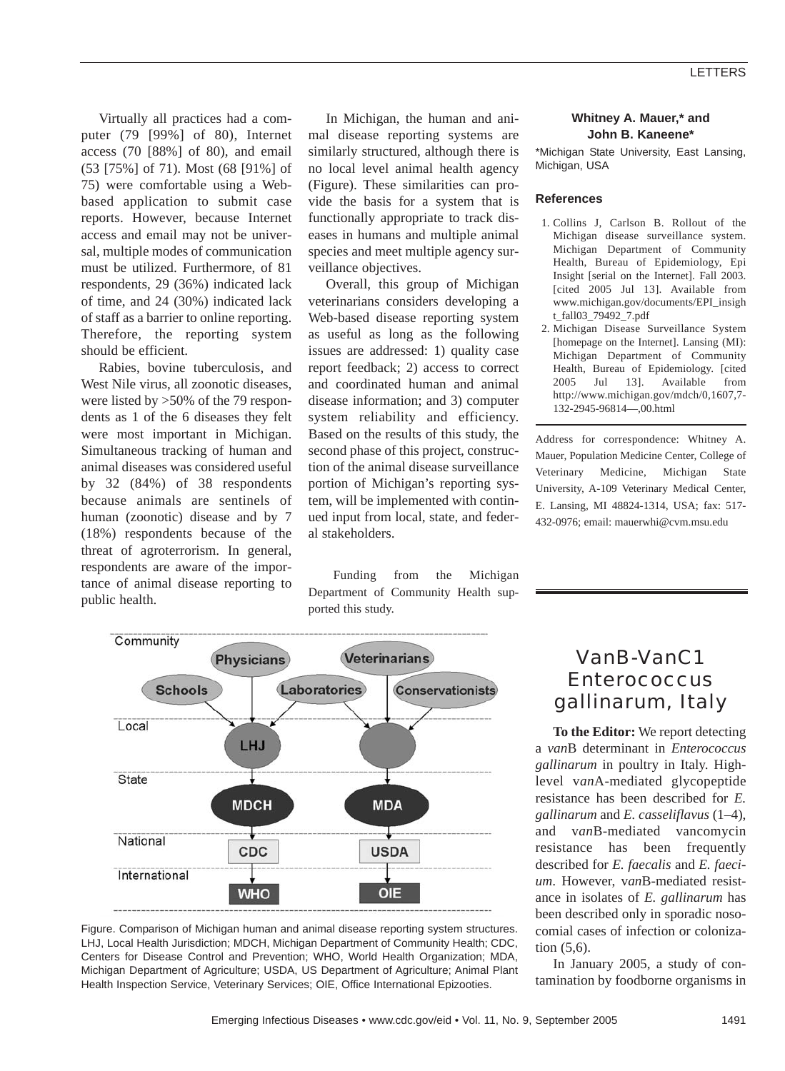Virtually all practices had a computer (79 [99%] of 80), Internet access (70 [88%] of 80), and email (53 [75%] of 71). Most (68 [91%] of 75) were comfortable using a Web-based application to submit case reports. However, because Internet access and email may not be universal, multiple modes of communication must be utilized. Furthermore, of 81 respondents, 29 (36%) indicated lack of time, and 24 (30%) indicated lack of staff as a barrier to online reporting. Therefore, the reporting system should be efficient.

Rabies, bovine tuberculosis, and West Nile virus, all zoonotic diseases, were listed by >50% of the 79 respondents as 1 of the 6 diseases they felt were most important in Michigan. Simultaneous tracking of human and animal diseases was considered useful by 32 (84%) of 38 respondents because animals are sentinels of human (zoonotic) disease and by 7 (18%) respondents because of the threat of agroterrorism. In general, respondents are aware of the importance of animal disease reporting to public health.

In Michigan, the human and animal disease reporting systems are similarly structured, although there is no local level animal health agency (Figure). These similarities can provide the basis for a system that is functionally appropriate to track diseases in humans and multiple animal species and meet multiple agency surveillance objectives.

Overall, this group of Michigan veterinarians considers developing a Web-based disease reporting system as useful as long as the following issues are addressed: 1) quality case report feedback; 2) access to correct and coordinated human and animal disease information; and 3) computer system reliability and efficiency. Based on the results of this study, the second phase of this project, construction of the animal disease surveillance portion of Michigan's reporting system, will be implemented with continued input from local, state, and federal stakeholders.

Funding from the Michigan Department of Community Health supported this study.

**Whitney A. Mauer,\* and John B. Kaneene\***

\*Michigan State University, East Lansing, Michigan, USA

### References

1. Collins J, Carlson B. Rollout of the Michigan disease surveillance system. Michigan Department of Community Health, Bureau of Epidemiology, Epi Insight [serial on the Internet]. Fall 2003. [cited 2005 Jul 13]. Available from www.michigan.gov/documents/EPI_insight_fall03_79492_7.pdf
2. Michigan Disease Surveillance System [homepage on the Internet]. Lansing (MI): Michigan Department of Community Health, Bureau of Epidemiology. [cited 2005 Jul 13]. Available from http://www.michigan.gov/mdch/0,1607,7-132-2945-96814—,00.html

Address for correspondence: Whitney A. Mauer, Population Medicine Center, College of Veterinary Medicine, Michigan State University, A-109 Veterinary Medical Center, E. Lansing, MI 48824-1314, USA; fax: 517-432-0976; email: mauerwhi@cvm.msu.edu

Figure. Comparison of Michigan human and animal disease reporting system structures. LHJ, Local Health Jurisdiction; MDCH, Michigan Department of Community Health; CDC, Centers for Disease Control and Prevention; WHO, World Health Organization; MDA, Michigan Department of Agriculture; USDA, US Department of Agriculture; Animal Plant Health Inspection Service, Veterinary Services; OIE, Office International Epizooties.

# VanB-VanC1 *Enterococcus gallinarum*, Italy

**To the Editor:** We report detecting a *van*B determinant in *Enterococcus gallinarum* in poultry in Italy. High-level v*an*A-mediated glycopeptide resistance has been described for *E. gallinarum* and *E. casseliflavus* (1–4), and v*an*B-mediated vancomycin resistance has been frequently described for *E. faecalis* and *E. faecium*. However, v*an*B-mediated resistance in isolates of *E. gallinarum* has been described only in sporadic nosocomial cases of infection or colonization (5,6).

In January 2005, a study of contamination by foodborne organisms in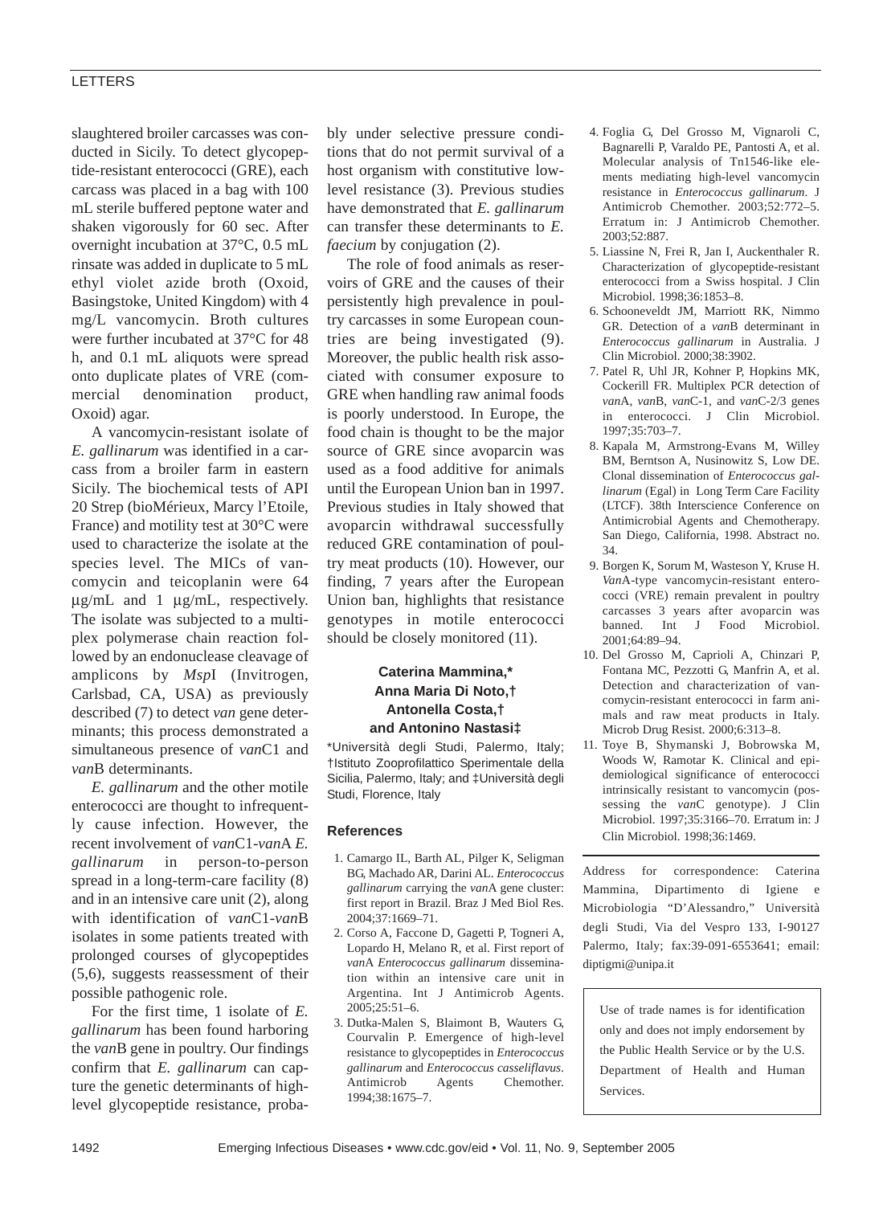slaughtered broiler carcasses was conducted in Sicily. To detect glycopeptide-resistant enterococci (GRE), each carcass was placed in a bag with 100 mL sterile buffered peptone water and shaken vigorously for 60 sec. After overnight incubation at 37°C, 0.5 mL rinsate was added in duplicate to 5 mL ethyl violet azide broth (Oxoid, Basingstoke, United Kingdom) with 4 mg/L vancomycin. Broth cultures were further incubated at 37°C for 48 h, and 0.1 mL aliquots were spread onto duplicate plates of VRE (commercial denomination product, Oxoid) agar.

A vancomycin-resistant isolate of *E. gallinarum* was identified in a carcass from a broiler farm in eastern Sicily. The biochemical tests of API 20 Strep (bioMérieux, Marcy l'Etoile, France) and motility test at 30°C were used to characterize the isolate at the species level. The MICs of vancomycin and teicoplanin were 64 µg/mL and 1 µg/mL, respectively. The isolate was subjected to a multiplex polymerase chain reaction followed by an endonuclease cleavage of amplicons by *Msp*I (Invitrogen, Carlsbad, CA, USA) as previously described (7) to detect *van* gene determinants; this process demonstrated a simultaneous presence of *van*C1 and *van*B determinants.

*E. gallinarum* and the other motile enterococci are thought to infrequently cause infection. However, the recent involvement of *van*C1-*van*A *E. gallinarum* in person-to-person spread in a long-term-care facility (8) and in an intensive care unit (2), along with identification of *van*C1-*van*B isolates in some patients treated with prolonged courses of glycopeptides (5,6), suggests reassessment of their possible pathogenic role.

For the first time, 1 isolate of *E. gallinarum* has been found harboring the *van*B gene in poultry. Our findings confirm that *E. gallinarum* can capture the genetic determinants of high-level glycopeptide resistance, probably under selective pressure conditions that do not permit survival of a host organism with constitutive low-level resistance (3). Previous studies have demonstrated that *E. gallinarum* can transfer these determinants to *E. faecium* by conjugation (2).

The role of food animals as reservoirs of GRE and the causes of their persistently high prevalence in poultry carcasses in some European countries are being investigated (9). Moreover, the public health risk associated with consumer exposure to GRE when handling raw animal foods is poorly understood. In Europe, the food chain is thought to be the major source of GRE since avoparcin was used as a food additive for animals until the European Union ban in 1997. Previous studies in Italy showed that avoparcin withdrawal successfully reduced GRE contamination of poultry meat products (10). However, our finding, 7 years after the European Union ban, highlights that resistance genotypes in motile enterococci should be closely monitored (11).

**Caterina Mammina,\* Anna Maria Di Noto,† Antonella Costa,† and Antonino Nastasi‡**

\*Università degli Studi, Palermo, Italy; †Istituto Zooprofilattico Sperimentale della Sicilia, Palermo, Italy; and ‡Università degli Studi, Florence, Italy

## References

1. Camargo IL, Barth AL, Pilger K, Seligman BG, Machado AR, Darini AL. *Enterococcus gallinarum* carrying the *van*A gene cluster: first report in Brazil. Braz J Med Biol Res. 2004;37:1669–71.
2. Corso A, Faccone D, Gagetti P, Togneri A, Lopardo H, Melano R, et al. First report of *van*A *Enterococcus gallinarum* dissemination within an intensive care unit in Argentina. Int J Antimicrob Agents. 2005;25:51–6.
3. Dutka-Malen S, Blaimont B, Wauters G, Courvalin P. Emergence of high-level resistance to glycopeptides in *Enterococcus gallinarum* and *Enterococcus casseliflavus*. Antimicrob Agents Chemother. 1994;38:1675–7.
4. Foglia G, Del Grosso M, Vignaroli C, Bagnarelli P, Varaldo PE, Pantosti A, et al. Molecular analysis of Tn1546-like elements mediating high-level vancomycin resistance in *Enterococcus gallinarum*. J Antimicrob Chemother. 2003;52:772–5. Erratum in: J Antimicrob Chemother. 2003;52:887.
5. Liassine N, Frei R, Jan I, Auckenthaler R. Characterization of glycopeptide-resistant enterococci from a Swiss hospital. J Clin Microbiol. 1998;36:1853–8.
6. Schooneveldt JM, Marriott RK, Nimmo GR. Detection of a *van*B determinant in *Enterococcus gallinarum* in Australia. J Clin Microbiol. 2000;38:3902.
7. Patel R, Uhl JR, Kohner P, Hopkins MK, Cockerill FR. Multiplex PCR detection of *van*A, *van*B, *van*C-1, and *van*C-2/3 genes in enterococci. J Clin Microbiol. 1997;35:703–7.
8. Kapala M, Armstrong-Evans M, Willey BM, Berntson A, Nusinowitz S, Low DE. Clonal dissemination of *Enterococcus gallinarum* (Egal) in Long Term Care Facility (LTCF). 38th Interscience Conference on Antimicrobial Agents and Chemotherapy. San Diego, California, 1998. Abstract no. 34.
9. Borgen K, Sorum M, Wasteson Y, Kruse H. *Van*A-type vancomycin-resistant enterococci (VRE) remain prevalent in poultry carcasses 3 years after avoparcin was banned. Int J Food Microbiol. 2001;64:89–94.
10. Del Grosso M, Caprioli A, Chinzari P, Fontana MC, Pezzotti G, Manfrin A, et al. Detection and characterization of vancomycin-resistant enterococci in farm animals and raw meat products in Italy. Microb Drug Resist. 2000;6:313–8.
11. Toye B, Shymanski J, Bobrowska M, Woods W, Ramotar K. Clinical and epidemiological significance of enterococci intrinsically resistant to vancomycin (possessing the *van*C genotype). J Clin Microbiol. 1997;35:3166–70. Erratum in: J Clin Microbiol. 1998;36:1469.

Address for correspondence: Caterina Mammina, Dipartimento di Igiene e Microbiologia "D'Alessandro," Università degli Studi, Via del Vespro 133, I-90127 Palermo, Italy; fax:39-091-6553641; email: diptigmi@unipa.it

Use of trade names is for identification only and does not imply endorsement by the Public Health Service or by the U.S. Department of Health and Human Services.